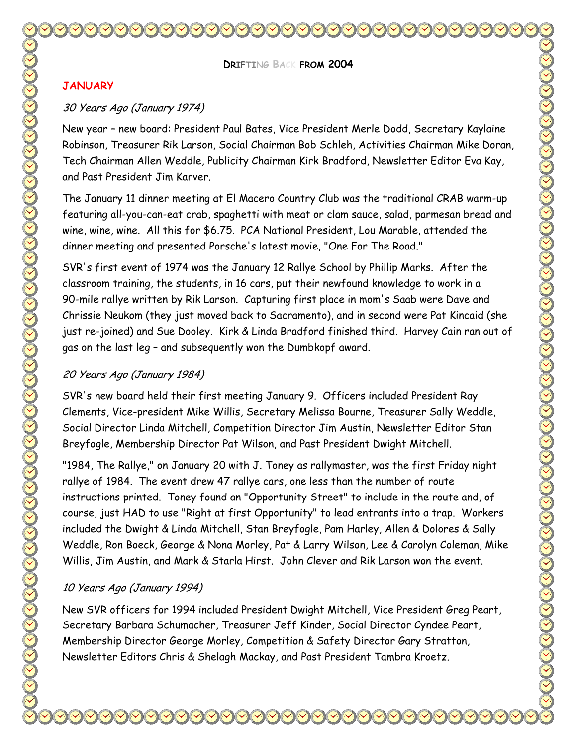# DRIFTING BACK FROM 2004

## JANUARY

### *30 Years Ago (January 1974)*

New year – new board: President Paul Bates, Vice President Merle Dodd, Secretary Kaylaine Robinson, Treasurer Rik Larson, Social Chairman Bob Schleh, Activities Chairman Mike Doran, Tech Chairman Allen Weddle, Publicity Chairman Kirk Bradford, Newsletter Editor Eva Kay, and Past President Jim Karver.

The January 11 dinner meeting at El Macero Country Club was the traditional CRAB warm-up featuring all-you-can-eat crab, spaghetti with meat or clam sauce, salad, parmesan bread and wine, wine, wine. All this for $6.75. PCA National President, Lou Marable, attended the dinner meeting and presented Porsche's latest movie, "One For The Road."

SVR's first event of 1974 was the January 12 Rallye School by Phillip Marks. After the classroom training, the students, in 16 cars, put their newfound knowledge to work in a 90-mile rallye written by Rik Larson. Capturing first place in mom's Saab were Dave and Chrissie Neukom (they just moved back to Sacramento), and in second were Pat Kincaid (she just re-joined) and Sue Dooley. Kirk & Linda Bradford finished third. Harvey Cain ran out of gas on the last leg – and subsequently won the Dumbkopf award.

### *20 Years Ago (January 1984)*

SVR's new board held their first meeting January 9. Officers included President Ray Clements, Vice-president Mike Willis, Secretary Melissa Bourne, Treasurer Sally Weddle, Social Director Linda Mitchell, Competition Director Jim Austin, Newsletter Editor Stan Breyfogle, Membership Director Pat Wilson, and Past President Dwight Mitchell.

"1984, The Rallye," on January 20 with J. Toney as rallymaster, was the first Friday night rallye of 1984. The event drew 47 rallye cars, one less than the number of route instructions printed. Toney found an "Opportunity Street" to include in the route and, of course, just HAD to use "Right at first Opportunity" to lead entrants into a trap. Workers included the Dwight & Linda Mitchell, Stan Breyfogle, Pam Harley, Allen & Dolores & Sally Weddle, Ron Boeck, George & Nona Morley, Pat & Larry Wilson, Lee & Carolyn Coleman, Mike Willis, Jim Austin, and Mark & Starla Hirst. John Clever and Rik Larson won the event.

### *10 Years Ago (January 1994)*

New SVR officers for 1994 included President Dwight Mitchell, Vice President Greg Peart, Secretary Barbara Schumacher, Treasurer Jeff Kinder, Social Director Cyndee Peart, Membership Director George Morley, Competition & Safety Director Gary Stratton, Newsletter Editors Chris & Shelagh Mackay, and Past President Tambra Kroetz.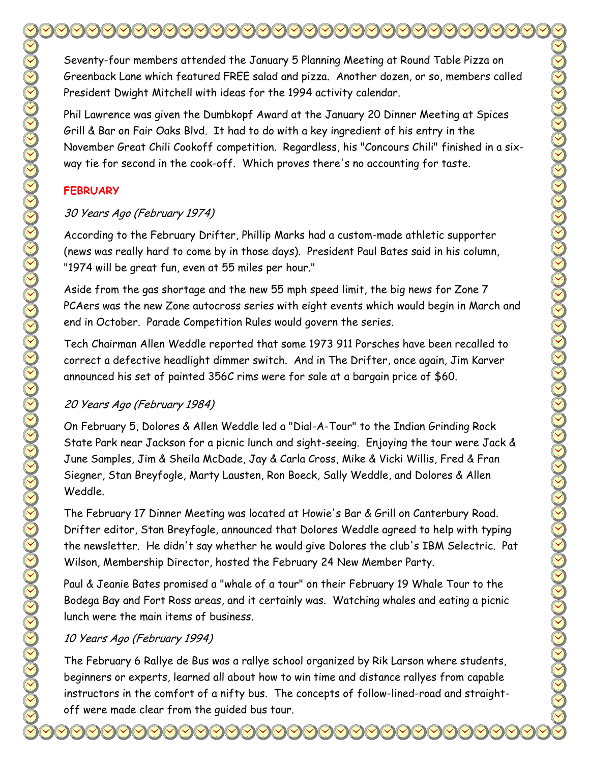Seventy-four members attended the January 5 Planning Meeting at Round Table Pizza on Greenback Lane which featured FREE salad and pizza. Another dozen, or so, members called President Dwight Mitchell with ideas for the 1994 activity calendar.

Phil Lawrence was given the Dumbkopf Award at the January 20 Dinner Meeting at Spices Grill & Bar on Fair Oaks Blvd. It had to do with a key ingredient of his entry in the November Great Chili Cookoff competition. Regardless, his "Concours Chili" finished in a six-way tie for second in the cook-off. Which proves there's no accounting for taste.

## FEBRUARY

### *30 Years Ago (February 1974)*

According to the February Drifter, Phillip Marks had a custom-made athletic supporter (news was really hard to come by in those days). President Paul Bates said in his column, "1974 will be great fun, even at 55 miles per hour."

Aside from the gas shortage and the new 55 mph speed limit, the big news for Zone 7 PCAers was the new Zone autocross series with eight events which would begin in March and end in October. Parade Competition Rules would govern the series.

Tech Chairman Allen Weddle reported that some 1973 911 Porsches have been recalled to correct a defective headlight dimmer switch. And in The Drifter, once again, Jim Karver announced his set of painted 356C rims were for sale at a bargain price of $60.

### *20 Years Ago (February 1984)*

On February 5, Dolores & Allen Weddle led a "Dial-A-Tour" to the Indian Grinding Rock State Park near Jackson for a picnic lunch and sight-seeing. Enjoying the tour were Jack & June Samples, Jim & Sheila McDade, Jay & Carla Cross, Mike & Vicki Willis, Fred & Fran Siegner, Stan Breyfogle, Marty Lausten, Ron Boeck, Sally Weddle, and Dolores & Allen Weddle.

The February 17 Dinner Meeting was located at Howie's Bar & Grill on Canterbury Road. Drifter editor, Stan Breyfogle, announced that Dolores Weddle agreed to help with typing the newsletter. He didn't say whether he would give Dolores the club's IBM Selectric. Pat Wilson, Membership Director, hosted the February 24 New Member Party.

Paul & Jeanie Bates promised a "whale of a tour" on their February 19 Whale Tour to the Bodega Bay and Fort Ross areas, and it certainly was. Watching whales and eating a picnic lunch were the main items of business.

### *10 Years Ago (February 1994)*

The February 6 Rallye de Bus was a rallye school organized by Rik Larson where students, beginners or experts, learned all about how to win time and distance rallyes from capable instructors in the comfort of a nifty bus. The concepts of follow-lined-road and straight-off were made clear from the guided bus tour.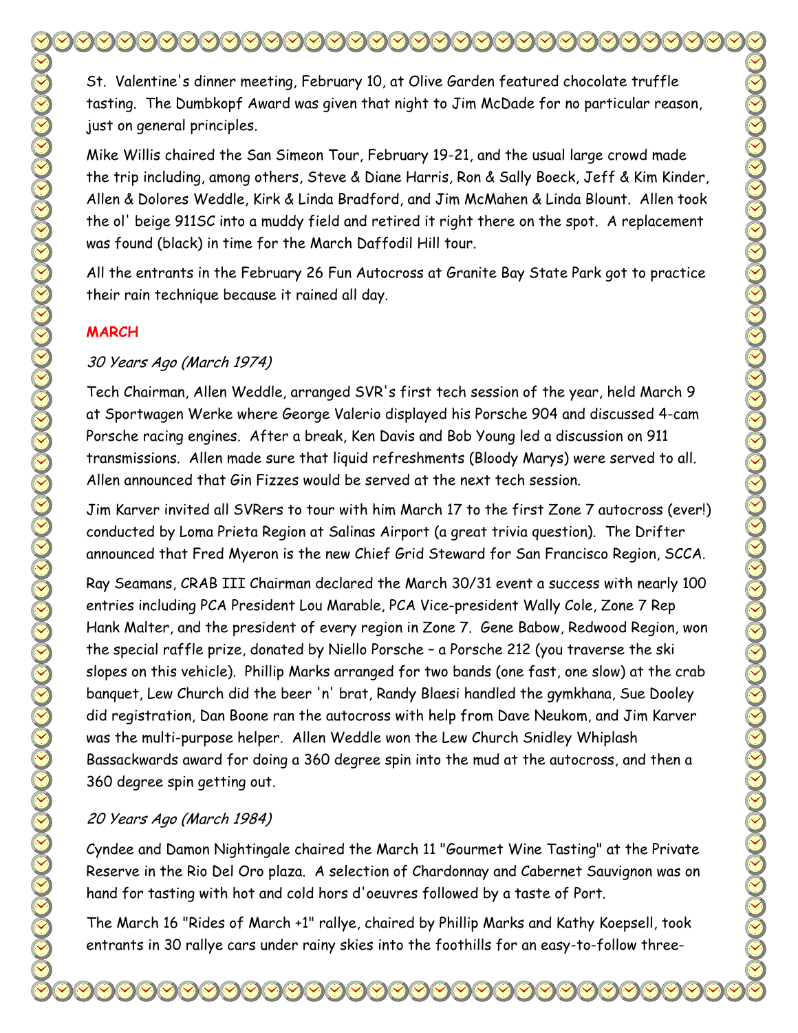St. Valentine's dinner meeting, February 10, at Olive Garden featured chocolate truffle tasting. The Dumbkopf Award was given that night to Jim McDade for no particular reason, just on general principles.

Mike Willis chaired the San Simeon Tour, February 19-21, and the usual large crowd made the trip including, among others, Steve & Diane Harris, Ron & Sally Boeck, Jeff & Kim Kinder, Allen & Dolores Weddle, Kirk & Linda Bradford, and Jim McMahen & Linda Blount. Allen took the ol' beige 911SC into a muddy field and retired it right there on the spot. A replacement was found (black) in time for the March Daffodil Hill tour.

All the entrants in the February 26 Fun Autocross at Granite Bay State Park got to practice their rain technique because it rained all day.

## MARCH

### *30 Years Ago (March 1974)*

Tech Chairman, Allen Weddle, arranged SVR's first tech session of the year, held March 9 at Sportwagen Werke where George Valerio displayed his Porsche 904 and discussed 4-cam Porsche racing engines. After a break, Ken Davis and Bob Young led a discussion on 911 transmissions. Allen made sure that liquid refreshments (Bloody Marys) were served to all. Allen announced that Gin Fizzes would be served at the next tech session.

Jim Karver invited all SVRers to tour with him March 17 to the first Zone 7 autocross (ever!) conducted by Loma Prieta Region at Salinas Airport (a great trivia question). The Drifter announced that Fred Myeron is the new Chief Grid Steward for San Francisco Region, SCCA.

Ray Seamans, CRAB III Chairman declared the March 30/31 event a success with nearly 100 entries including PCA President Lou Marable, PCA Vice-president Wally Cole, Zone 7 Rep Hank Malter, and the president of every region in Zone 7. Gene Babow, Redwood Region, won the special raffle prize, donated by Niello Porsche – a Porsche 212 (you traverse the ski slopes on this vehicle). Phillip Marks arranged for two bands (one fast, one slow) at the crab banquet, Lew Church did the beer 'n' brat, Randy Blaesi handled the gymkhana, Sue Dooley did registration, Dan Boone ran the autocross with help from Dave Neukom, and Jim Karver was the multi-purpose helper. Allen Weddle won the Lew Church Snidley Whiplash Bassackwards award for doing a 360 degree spin into the mud at the autocross, and then a 360 degree spin getting out.

### *20 Years Ago (March 1984)*

Cyndee and Damon Nightingale chaired the March 11 "Gourmet Wine Tasting" at the Private Reserve in the Rio Del Oro plaza. A selection of Chardonnay and Cabernet Sauvignon was on hand for tasting with hot and cold hors d'oeuvres followed by a taste of Port.

The March 16 "Rides of March +1" rallye, chaired by Phillip Marks and Kathy Koepsell, took entrants in 30 rallye cars under rainy skies into the foothills for an easy-to-follow three-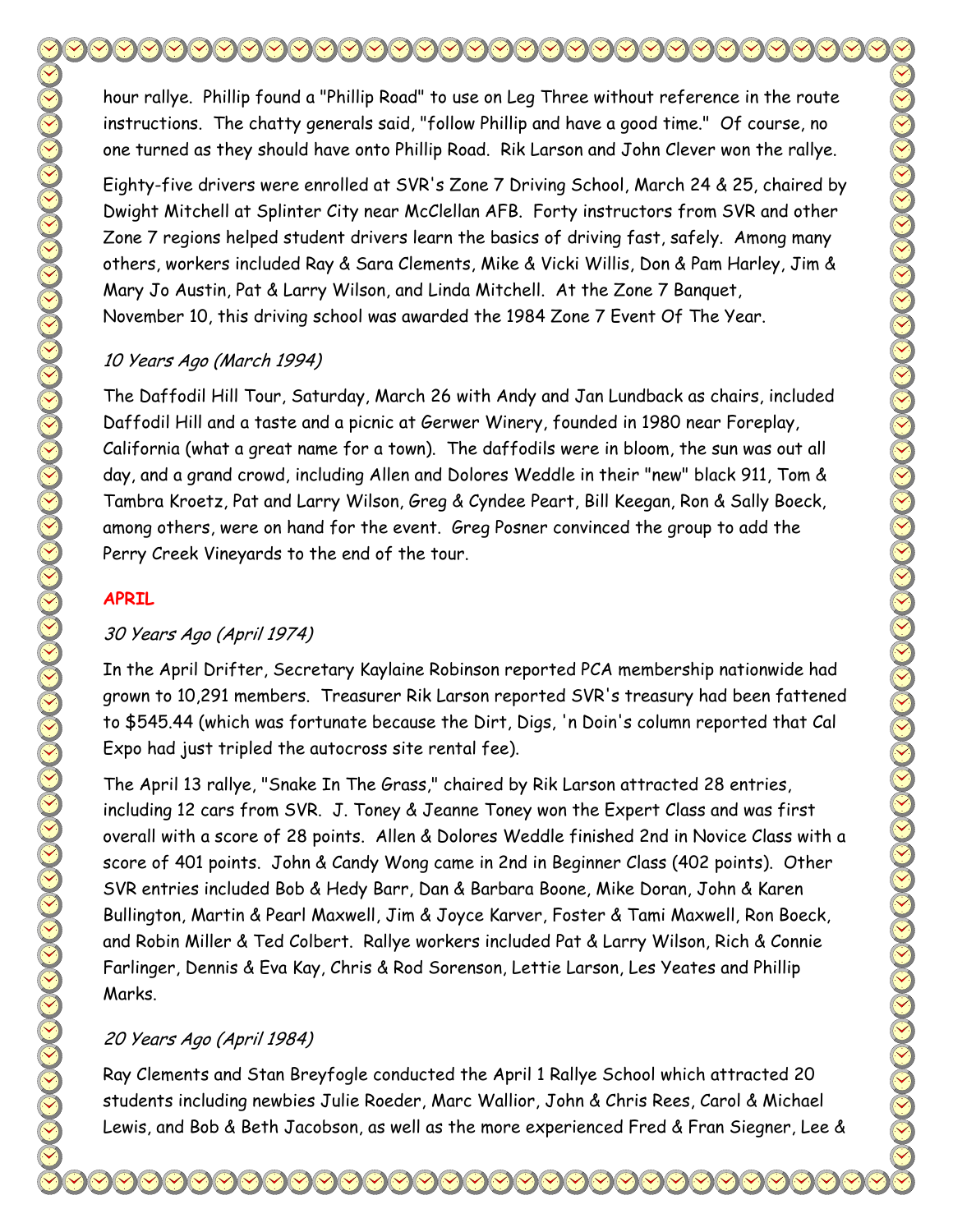hour rallye. Phillip found a "Phillip Road" to use on Leg Three without reference in the route instructions. The chatty generals said, "follow Phillip and have a good time." Of course, no one turned as they should have onto Phillip Road. Rik Larson and John Clever won the rallye.

Eighty-five drivers were enrolled at SVR's Zone 7 Driving School, March 24 & 25, chaired by Dwight Mitchell at Splinter City near McClellan AFB. Forty instructors from SVR and other Zone 7 regions helped student drivers learn the basics of driving fast, safely. Among many others, workers included Ray & Sara Clements, Mike & Vicki Willis, Don & Pam Harley, Jim & Mary Jo Austin, Pat & Larry Wilson, and Linda Mitchell. At the Zone 7 Banquet, November 10, this driving school was awarded the 1984 Zone 7 Event Of The Year.

*10 Years Ago (March 1994)*

The Daffodil Hill Tour, Saturday, March 26 with Andy and Jan Lundback as chairs, included Daffodil Hill and a taste and a picnic at Gerwer Winery, founded in 1980 near Foreplay, California (what a great name for a town). The daffodils were in bloom, the sun was out all day, and a grand crowd, including Allen and Dolores Weddle in their "new" black 911, Tom & Tambra Kroetz, Pat and Larry Wilson, Greg & Cyndee Peart, Bill Keegan, Ron & Sally Boeck, among others, were on hand for the event. Greg Posner convinced the group to add the Perry Creek Vineyards to the end of the tour.

**APRIL**

*30 Years Ago (April 1974)*

In the April Drifter, Secretary Kaylaine Robinson reported PCA membership nationwide had grown to 10,291 members. Treasurer Rik Larson reported SVR's treasury had been fattened to $545.44 (which was fortunate because the Dirt, Digs, 'n Doin's column reported that Cal Expo had just tripled the autocross site rental fee).

The April 13 rallye, "Snake In The Grass," chaired by Rik Larson attracted 28 entries, including 12 cars from SVR. J. Toney & Jeanne Toney won the Expert Class and was first overall with a score of 28 points. Allen & Dolores Weddle finished 2nd in Novice Class with a score of 401 points. John & Candy Wong came in 2nd in Beginner Class (402 points). Other SVR entries included Bob & Hedy Barr, Dan & Barbara Boone, Mike Doran, John & Karen Bullington, Martin & Pearl Maxwell, Jim & Joyce Karver, Foster & Tami Maxwell, Ron Boeck, and Robin Miller & Ted Colbert. Rallye workers included Pat & Larry Wilson, Rich & Connie Farlinger, Dennis & Eva Kay, Chris & Rod Sorenson, Lettie Larson, Les Yeates and Phillip Marks.

*20 Years Ago (April 1984)*

Ray Clements and Stan Breyfogle conducted the April 1 Rallye School which attracted 20 students including newbies Julie Roeder, Marc Wallior, John & Chris Rees, Carol & Michael Lewis, and Bob & Beth Jacobson, as well as the more experienced Fred & Fran Siegner, Lee &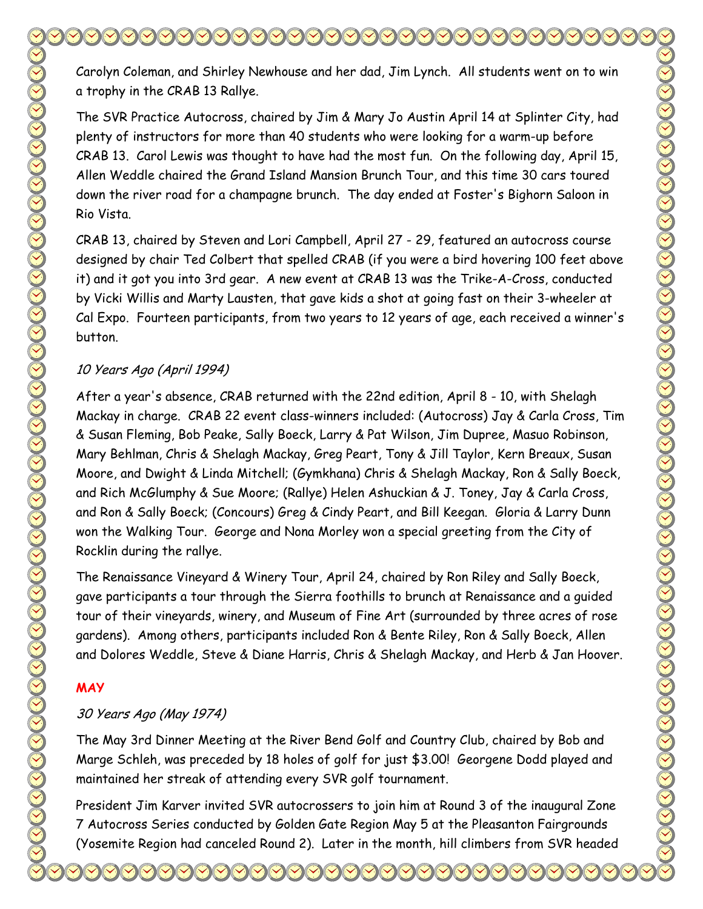Carolyn Coleman, and Shirley Newhouse and her dad, Jim Lynch. All students went on to win a trophy in the CRAB 13 Rallye.

The SVR Practice Autocross, chaired by Jim & Mary Jo Austin April 14 at Splinter City, had plenty of instructors for more than 40 students who were looking for a warm-up before CRAB 13. Carol Lewis was thought to have had the most fun. On the following day, April 15, Allen Weddle chaired the Grand Island Mansion Brunch Tour, and this time 30 cars toured down the river road for a champagne brunch. The day ended at Foster's Bighorn Saloon in Rio Vista.

CRAB 13, chaired by Steven and Lori Campbell, April 27 - 29, featured an autocross course designed by chair Ted Colbert that spelled CRAB (if you were a bird hovering 100 feet above it) and it got you into 3rd gear. A new event at CRAB 13 was the Trike-A-Cross, conducted by Vicki Willis and Marty Lausten, that gave kids a shot at going fast on their 3-wheeler at Cal Expo. Fourteen participants, from two years to 12 years of age, each received a winner's button.

*10 Years Ago (April 1994)*

After a year's absence, CRAB returned with the 22nd edition, April 8 - 10, with Shelagh Mackay in charge. CRAB 22 event class-winners included: (Autocross) Jay & Carla Cross, Tim & Susan Fleming, Bob Peake, Sally Boeck, Larry & Pat Wilson, Jim Dupree, Masuo Robinson, Mary Behlman, Chris & Shelagh Mackay, Greg Peart, Tony & Jill Taylor, Kern Breaux, Susan Moore, and Dwight & Linda Mitchell; (Gymkhana) Chris & Shelagh Mackay, Ron & Sally Boeck, and Rich McGlumphy & Sue Moore; (Rallye) Helen Ashuckian & J. Toney, Jay & Carla Cross, and Ron & Sally Boeck; (Concours) Greg & Cindy Peart, and Bill Keegan. Gloria & Larry Dunn won the Walking Tour. George and Nona Morley won a special greeting from the City of Rocklin during the rallye.

The Renaissance Vineyard & Winery Tour, April 24, chaired by Ron Riley and Sally Boeck, gave participants a tour through the Sierra foothills to brunch at Renaissance and a guided tour of their vineyards, winery, and Museum of Fine Art (surrounded by three acres of rose gardens). Among others, participants included Ron & Bente Riley, Ron & Sally Boeck, Allen and Dolores Weddle, Steve & Diane Harris, Chris & Shelagh Mackay, and Herb & Jan Hoover.

**MAY**

*30 Years Ago (May 1974)*

The May 3rd Dinner Meeting at the River Bend Golf and Country Club, chaired by Bob and Marge Schleh, was preceded by 18 holes of golf for just $3.00! Georgene Dodd played and maintained her streak of attending every SVR golf tournament.

President Jim Karver invited SVR autocrossers to join him at Round 3 of the inaugural Zone 7 Autocross Series conducted by Golden Gate Region May 5 at the Pleasanton Fairgrounds (Yosemite Region had canceled Round 2). Later in the month, hill climbers from SVR headed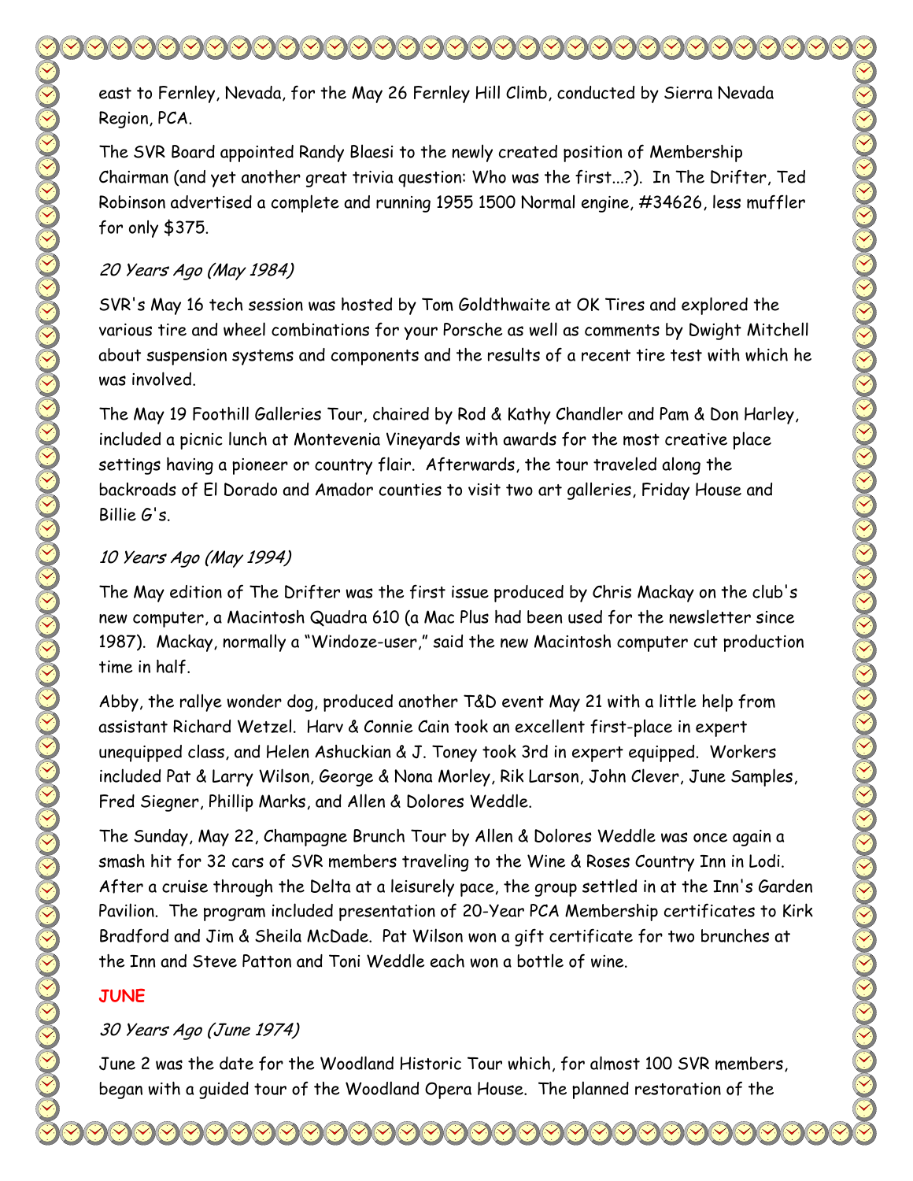east to Fernley, Nevada, for the May 26 Fernley Hill Climb, conducted by Sierra Nevada Region, PCA.

The SVR Board appointed Randy Blaesi to the newly created position of Membership Chairman (and yet another great trivia question: Who was the first...?). In The Drifter, Ted Robinson advertised a complete and running 1955 1500 Normal engine, #34626, less muffler for only $375.

*20 Years Ago (May 1984)*

SVR's May 16 tech session was hosted by Tom Goldthwaite at OK Tires and explored the various tire and wheel combinations for your Porsche as well as comments by Dwight Mitchell about suspension systems and components and the results of a recent tire test with which he was involved.

The May 19 Foothill Galleries Tour, chaired by Rod & Kathy Chandler and Pam & Don Harley, included a picnic lunch at Montevenia Vineyards with awards for the most creative place settings having a pioneer or country flair. Afterwards, the tour traveled along the backroads of El Dorado and Amador counties to visit two art galleries, Friday House and Billie G's.

*10 Years Ago (May 1994)*

The May edition of The Drifter was the first issue produced by Chris Mackay on the club's new computer, a Macintosh Quadra 610 (a Mac Plus had been used for the newsletter since 1987). Mackay, normally a "Windoze-user," said the new Macintosh computer cut production time in half.

Abby, the rallye wonder dog, produced another T&D event May 21 with a little help from assistant Richard Wetzel. Harv & Connie Cain took an excellent first-place in expert unequipped class, and Helen Ashuckian & J. Toney took 3rd in expert equipped. Workers included Pat & Larry Wilson, George & Nona Morley, Rik Larson, John Clever, June Samples, Fred Siegner, Phillip Marks, and Allen & Dolores Weddle.

The Sunday, May 22, Champagne Brunch Tour by Allen & Dolores Weddle was once again a smash hit for 32 cars of SVR members traveling to the Wine & Roses Country Inn in Lodi. After a cruise through the Delta at a leisurely pace, the group settled in at the Inn's Garden Pavilion. The program included presentation of 20-Year PCA Membership certificates to Kirk Bradford and Jim & Sheila McDade. Pat Wilson won a gift certificate for two brunches at the Inn and Steve Patton and Toni Weddle each won a bottle of wine.

**JUNE**

*30 Years Ago (June 1974)*

June 2 was the date for the Woodland Historic Tour which, for almost 100 SVR members, began with a guided tour of the Woodland Opera House. The planned restoration of the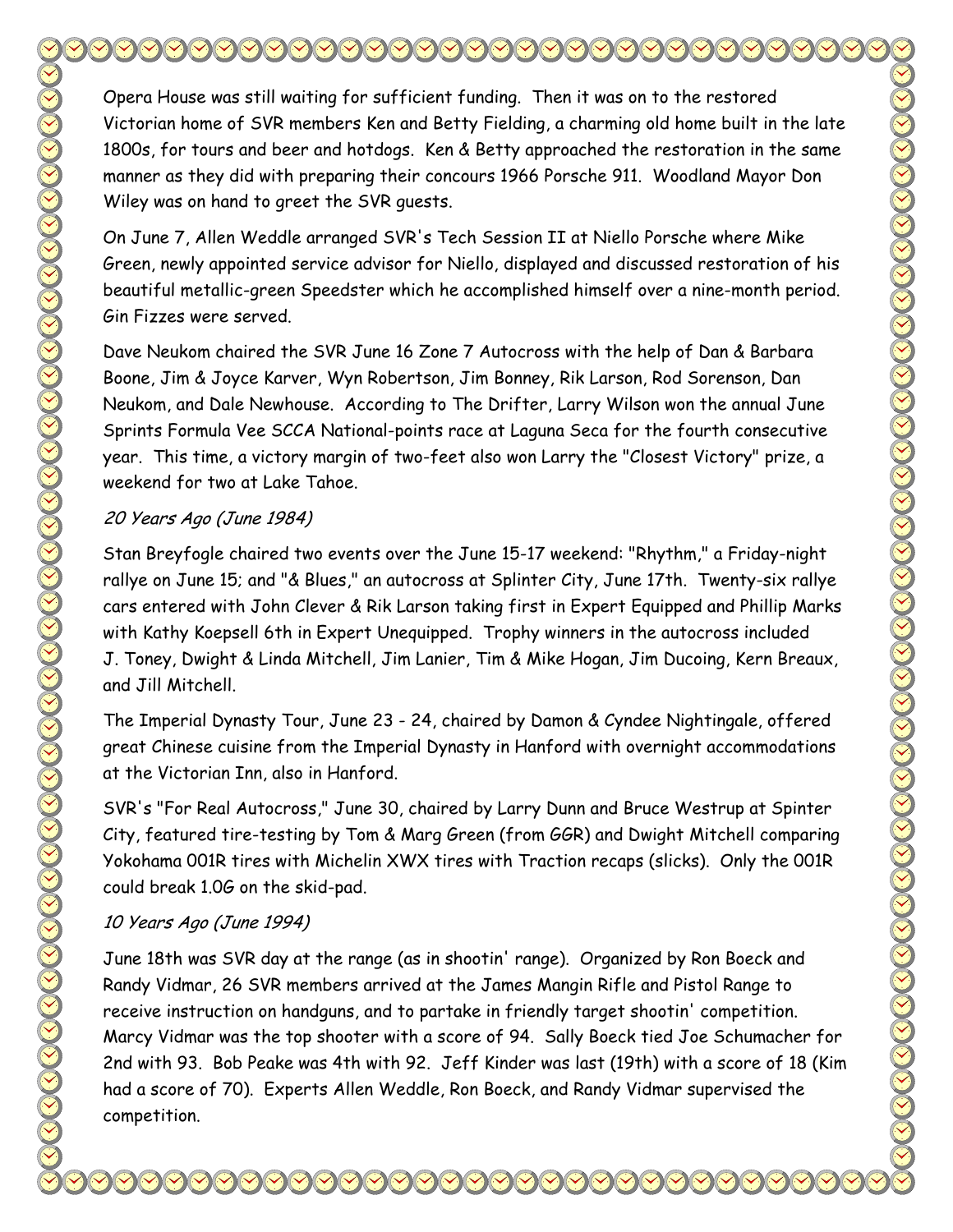Opera House was still waiting for sufficient funding. Then it was on to the restored Victorian home of SVR members Ken and Betty Fielding, a charming old home built in the late 1800s, for tours and beer and hotdogs. Ken & Betty approached the restoration in the same manner as they did with preparing their concours 1966 Porsche 911. Woodland Mayor Don Wiley was on hand to greet the SVR guests.

On June 7, Allen Weddle arranged SVR's Tech Session II at Niello Porsche where Mike Green, newly appointed service advisor for Niello, displayed and discussed restoration of his beautiful metallic-green Speedster which he accomplished himself over a nine-month period. Gin Fizzes were served.

Dave Neukom chaired the SVR June 16 Zone 7 Autocross with the help of Dan & Barbara Boone, Jim & Joyce Karver, Wyn Robertson, Jim Bonney, Rik Larson, Rod Sorenson, Dan Neukom, and Dale Newhouse. According to The Drifter, Larry Wilson won the annual June Sprints Formula Vee SCCA National-points race at Laguna Seca for the fourth consecutive year. This time, a victory margin of two-feet also won Larry the "Closest Victory" prize, a weekend for two at Lake Tahoe.

*20 Years Ago (June 1984)*

Stan Breyfogle chaired two events over the June 15-17 weekend: "Rhythm," a Friday-night rallye on June 15; and "& Blues," an autocross at Splinter City, June 17th. Twenty-six rallye cars entered with John Clever & Rik Larson taking first in Expert Equipped and Phillip Marks with Kathy Koepsell 6th in Expert Unequipped. Trophy winners in the autocross included J. Toney, Dwight & Linda Mitchell, Jim Lanier, Tim & Mike Hogan, Jim Ducoing, Kern Breaux, and Jill Mitchell.

The Imperial Dynasty Tour, June 23 - 24, chaired by Damon & Cyndee Nightingale, offered great Chinese cuisine from the Imperial Dynasty in Hanford with overnight accommodations at the Victorian Inn, also in Hanford.

SVR's "For Real Autocross," June 30, chaired by Larry Dunn and Bruce Westrup at Spinter City, featured tire-testing by Tom & Marg Green (from GGR) and Dwight Mitchell comparing Yokohama 001R tires with Michelin XWX tires with Traction recaps (slicks). Only the 001R could break 1.0G on the skid-pad.

*10 Years Ago (June 1994)*

June 18th was SVR day at the range (as in shootin' range). Organized by Ron Boeck and Randy Vidmar, 26 SVR members arrived at the James Mangin Rifle and Pistol Range to receive instruction on handguns, and to partake in friendly target shootin' competition. Marcy Vidmar was the top shooter with a score of 94. Sally Boeck tied Joe Schumacher for 2nd with 93. Bob Peake was 4th with 92. Jeff Kinder was last (19th) with a score of 18 (Kim had a score of 70). Experts Allen Weddle, Ron Boeck, and Randy Vidmar supervised the competition.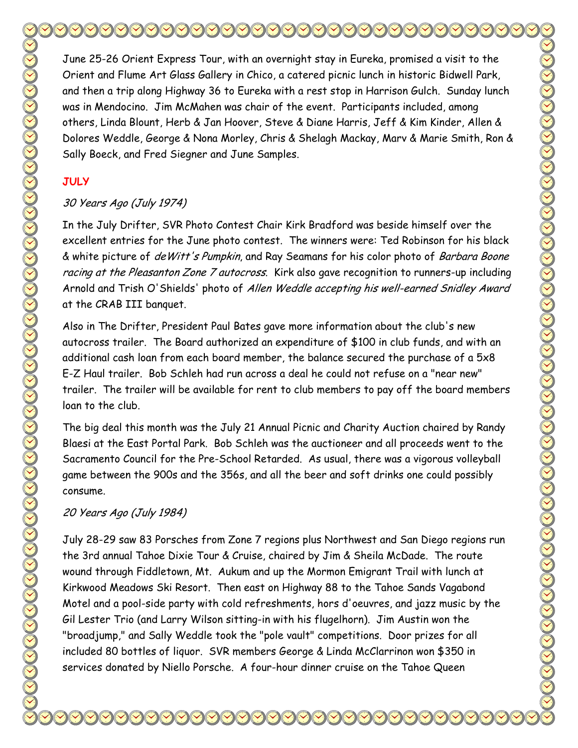June 25-26 Orient Express Tour, with an overnight stay in Eureka, promised a visit to the Orient and Flume Art Glass Gallery in Chico, a catered picnic lunch in historic Bidwell Park, and then a trip along Highway 36 to Eureka with a rest stop in Harrison Gulch. Sunday lunch was in Mendocino. Jim McMahen was chair of the event. Participants included, among others, Linda Blount, Herb & Jan Hoover, Steve & Diane Harris, Jeff & Kim Kinder, Allen & Dolores Weddle, George & Nona Morley, Chris & Shelagh Mackay, Marv & Marie Smith, Ron & Sally Boeck, and Fred Siegner and June Samples.

## JULY

### *30 Years Ago (July 1974)*

In the July Drifter, SVR Photo Contest Chair Kirk Bradford was beside himself over the excellent entries for the June photo contest. The winners were: Ted Robinson for his black & white picture of *deWitt's Pumpkin*, and Ray Seamans for his color photo of *Barbara Boone racing at the Pleasanton Zone 7 autocross*. Kirk also gave recognition to runners-up including Arnold and Trish O'Shields' photo of *Allen Weddle accepting his well-earned Snidley Award* at the CRAB III banquet.

Also in The Drifter, President Paul Bates gave more information about the club's new autocross trailer. The Board authorized an expenditure of $100 in club funds, and with an additional cash loan from each board member, the balance secured the purchase of a 5x8 E-Z Haul trailer. Bob Schleh had run across a deal he could not refuse on a "near new" trailer. The trailer will be available for rent to club members to pay off the board members loan to the club.

The big deal this month was the July 21 Annual Picnic and Charity Auction chaired by Randy Blaesi at the East Portal Park. Bob Schleh was the auctioneer and all proceeds went to the Sacramento Council for the Pre-School Retarded. As usual, there was a vigorous volleyball game between the 900s and the 356s, and all the beer and soft drinks one could possibly consume.

### *20 Years Ago (July 1984)*

July 28-29 saw 83 Porsches from Zone 7 regions plus Northwest and San Diego regions run the 3rd annual Tahoe Dixie Tour & Cruise, chaired by Jim & Sheila McDade. The route wound through Fiddletown, Mt. Aukum and up the Mormon Emigrant Trail with lunch at Kirkwood Meadows Ski Resort. Then east on Highway 88 to the Tahoe Sands Vagabond Motel and a pool-side party with cold refreshments, hors d'oeuvres, and jazz music by the Gil Lester Trio (and Larry Wilson sitting-in with his flugelhorn). Jim Austin won the "broadjump," and Sally Weddle took the "pole vault" competitions. Door prizes for all included 80 bottles of liquor. SVR members George & Linda McClarrinon won $350 in services donated by Niello Porsche. A four-hour dinner cruise on the Tahoe Queen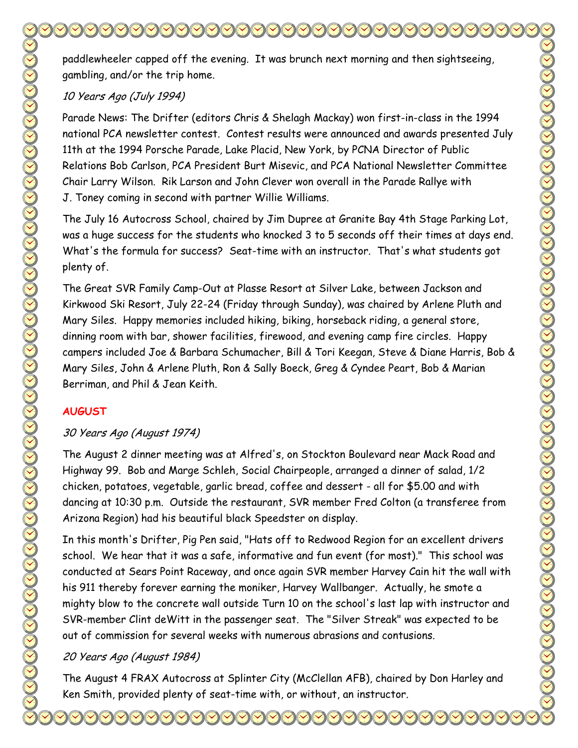paddlewheeler capped off the evening. It was brunch next morning and then sightseeing, gambling, and/or the trip home.

*10 Years Ago (July 1994)*

Parade News: The Drifter (editors Chris & Shelagh Mackay) won first-in-class in the 1994 national PCA newsletter contest. Contest results were announced and awards presented July 11th at the 1994 Porsche Parade, Lake Placid, New York, by PCNA Director of Public Relations Bob Carlson, PCA President Burt Misevic, and PCA National Newsletter Committee Chair Larry Wilson. Rik Larson and John Clever won overall in the Parade Rallye with J. Toney coming in second with partner Willie Williams.

The July 16 Autocross School, chaired by Jim Dupree at Granite Bay 4th Stage Parking Lot, was a huge success for the students who knocked 3 to 5 seconds off their times at days end. What's the formula for success? Seat-time with an instructor. That's what students got plenty of.

The Great SVR Family Camp-Out at Plasse Resort at Silver Lake, between Jackson and Kirkwood Ski Resort, July 22-24 (Friday through Sunday), was chaired by Arlene Pluth and Mary Siles. Happy memories included hiking, biking, horseback riding, a general store, dinning room with bar, shower facilities, firewood, and evening camp fire circles. Happy campers included Joe & Barbara Schumacher, Bill & Tori Keegan, Steve & Diane Harris, Bob & Mary Siles, John & Arlene Pluth, Ron & Sally Boeck, Greg & Cyndee Peart, Bob & Marian Berriman, and Phil & Jean Keith.

## AUGUST

*30 Years Ago (August 1974)*

The August 2 dinner meeting was at Alfred's, on Stockton Boulevard near Mack Road and Highway 99. Bob and Marge Schleh, Social Chairpeople, arranged a dinner of salad, 1/2 chicken, potatoes, vegetable, garlic bread, coffee and dessert - all for $5.00 and with dancing at 10:30 p.m. Outside the restaurant, SVR member Fred Colton (a transferee from Arizona Region) had his beautiful black Speedster on display.

In this month's Drifter, Pig Pen said, "Hats off to Redwood Region for an excellent drivers school. We hear that it was a safe, informative and fun event (for most)." This school was conducted at Sears Point Raceway, and once again SVR member Harvey Cain hit the wall with his 911 thereby forever earning the moniker, Harvey Wallbanger. Actually, he smote a mighty blow to the concrete wall outside Turn 10 on the school's last lap with instructor and SVR-member Clint deWitt in the passenger seat. The "Silver Streak" was expected to be out of commission for several weeks with numerous abrasions and contusions.

*20 Years Ago (August 1984)*

The August 4 FRAX Autocross at Splinter City (McClellan AFB), chaired by Don Harley and Ken Smith, provided plenty of seat-time with, or without, an instructor.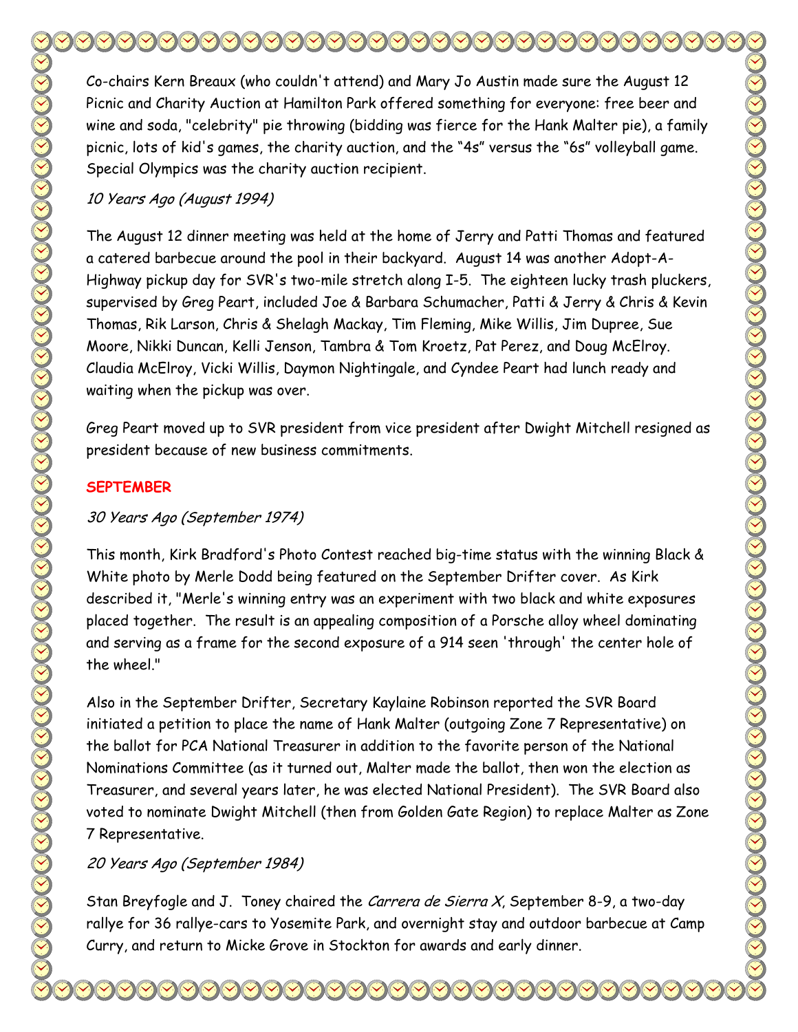Co-chairs Kern Breaux (who couldn't attend) and Mary Jo Austin made sure the August 12 Picnic and Charity Auction at Hamilton Park offered something for everyone: free beer and wine and soda, "celebrity" pie throwing (bidding was fierce for the Hank Malter pie), a family picnic, lots of kid's games, the charity auction, and the “4s” versus the “6s” volleyball game. Special Olympics was the charity auction recipient.

*10 Years Ago (August 1994)*

The August 12 dinner meeting was held at the home of Jerry and Patti Thomas and featured a catered barbecue around the pool in their backyard. August 14 was another Adopt-A-Highway pickup day for SVR's two-mile stretch along I-5. The eighteen lucky trash pluckers, supervised by Greg Peart, included Joe & Barbara Schumacher, Patti & Jerry & Chris & Kevin Thomas, Rik Larson, Chris & Shelagh Mackay, Tim Fleming, Mike Willis, Jim Dupree, Sue Moore, Nikki Duncan, Kelli Jenson, Tambra & Tom Kroetz, Pat Perez, and Doug McElroy. Claudia McElroy, Vicki Willis, Daymon Nightingale, and Cyndee Peart had lunch ready and waiting when the pickup was over.

Greg Peart moved up to SVR president from vice president after Dwight Mitchell resigned as president because of new business commitments.

## SEPTEMBER

*30 Years Ago (September 1974)*

This month, Kirk Bradford's Photo Contest reached big-time status with the winning Black & White photo by Merle Dodd being featured on the September Drifter cover. As Kirk described it, "Merle's winning entry was an experiment with two black and white exposures placed together. The result is an appealing composition of a Porsche alloy wheel dominating and serving as a frame for the second exposure of a 914 seen 'through' the center hole of the wheel."

Also in the September Drifter, Secretary Kaylaine Robinson reported the SVR Board initiated a petition to place the name of Hank Malter (outgoing Zone 7 Representative) on the ballot for PCA National Treasurer in addition to the favorite person of the National Nominations Committee (as it turned out, Malter made the ballot, then won the election as Treasurer, and several years later, he was elected National President). The SVR Board also voted to nominate Dwight Mitchell (then from Golden Gate Region) to replace Malter as Zone 7 Representative.

*20 Years Ago (September 1984)*

Stan Breyfogle and J. Toney chaired the *Carrera de Sierra X*, September 8-9, a two-day rallye for 36 rallye-cars to Yosemite Park, and overnight stay and outdoor barbecue at Camp Curry, and return to Micke Grove in Stockton for awards and early dinner.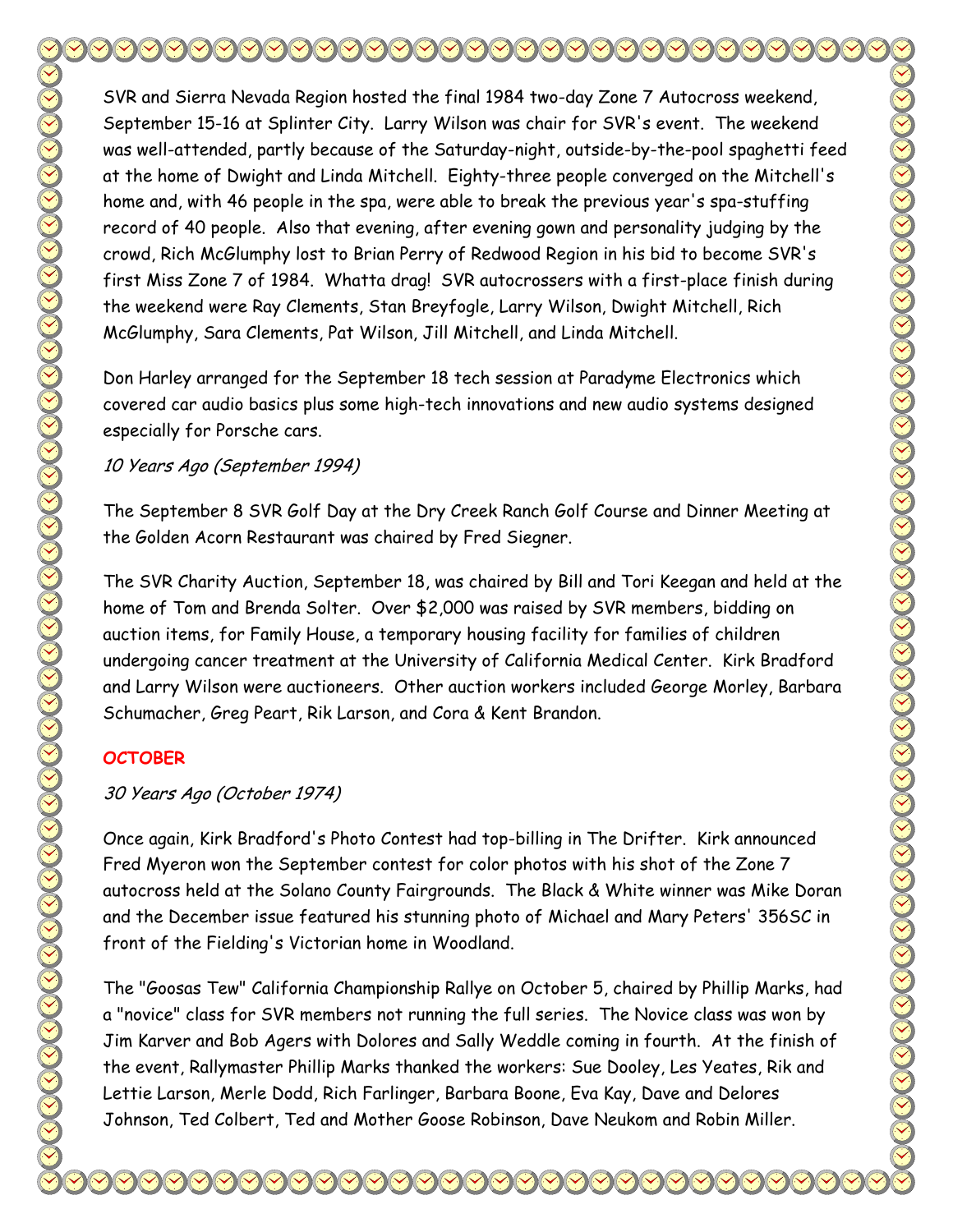SVR and Sierra Nevada Region hosted the final 1984 two-day Zone 7 Autocross weekend, September 15-16 at Splinter City. Larry Wilson was chair for SVR's event. The weekend was well-attended, partly because of the Saturday-night, outside-by-the-pool spaghetti feed at the home of Dwight and Linda Mitchell. Eighty-three people converged on the Mitchell's home and, with 46 people in the spa, were able to break the previous year's spa-stuffing record of 40 people. Also that evening, after evening gown and personality judging by the crowd, Rich McGlumphy lost to Brian Perry of Redwood Region in his bid to become SVR's first Miss Zone 7 of 1984. Whatta drag! SVR autocrossers with a first-place finish during the weekend were Ray Clements, Stan Breyfogle, Larry Wilson, Dwight Mitchell, Rich McGlumphy, Sara Clements, Pat Wilson, Jill Mitchell, and Linda Mitchell.

Don Harley arranged for the September 18 tech session at Paradyme Electronics which covered car audio basics plus some high-tech innovations and new audio systems designed especially for Porsche cars.

*10 Years Ago (September 1994)*

The September 8 SVR Golf Day at the Dry Creek Ranch Golf Course and Dinner Meeting at the Golden Acorn Restaurant was chaired by Fred Siegner.

The SVR Charity Auction, September 18, was chaired by Bill and Tori Keegan and held at the home of Tom and Brenda Solter. Over $2,000 was raised by SVR members, bidding on auction items, for Family House, a temporary housing facility for families of children undergoing cancer treatment at the University of California Medical Center. Kirk Bradford and Larry Wilson were auctioneers. Other auction workers included George Morley, Barbara Schumacher, Greg Peart, Rik Larson, and Cora & Kent Brandon.

## OCTOBER

*30 Years Ago (October 1974)*

Once again, Kirk Bradford's Photo Contest had top-billing in The Drifter. Kirk announced Fred Myeron won the September contest for color photos with his shot of the Zone 7 autocross held at the Solano County Fairgrounds. The Black & White winner was Mike Doran and the December issue featured his stunning photo of Michael and Mary Peters' 356SC in front of the Fielding's Victorian home in Woodland.

The "Goosas Tew" California Championship Rallye on October 5, chaired by Phillip Marks, had a "novice" class for SVR members not running the full series. The Novice class was won by Jim Karver and Bob Agers with Dolores and Sally Weddle coming in fourth. At the finish of the event, Rallymaster Phillip Marks thanked the workers: Sue Dooley, Les Yeates, Rik and Lettie Larson, Merle Dodd, Rich Farlinger, Barbara Boone, Eva Kay, Dave and Delores Johnson, Ted Colbert, Ted and Mother Goose Robinson, Dave Neukom and Robin Miller.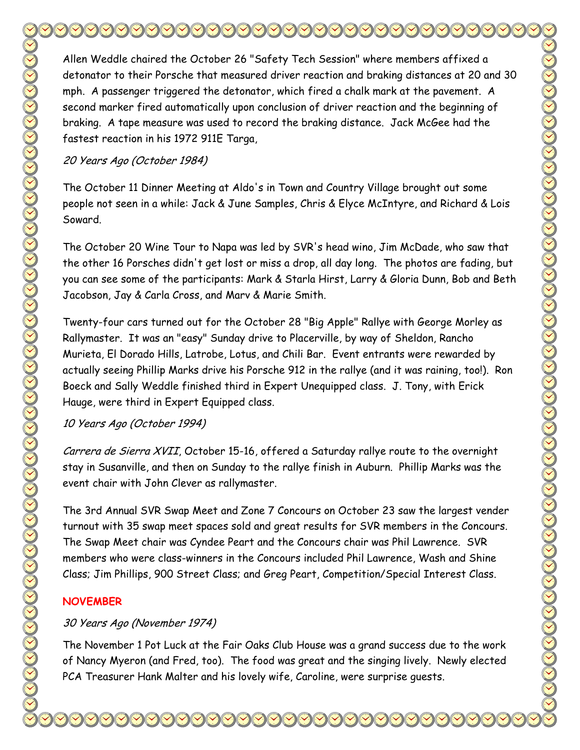Allen Weddle chaired the October 26 "Safety Tech Session" where members affixed a detonator to their Porsche that measured driver reaction and braking distances at 20 and 30 mph. A passenger triggered the detonator, which fired a chalk mark at the pavement. A second marker fired automatically upon conclusion of driver reaction and the beginning of braking. A tape measure was used to record the braking distance. Jack McGee had the fastest reaction in his 1972 911E Targa,

*20 Years Ago (October 1984)*

The October 11 Dinner Meeting at Aldo's in Town and Country Village brought out some people not seen in a while: Jack & June Samples, Chris & Elyce McIntyre, and Richard & Lois Soward.

The October 20 Wine Tour to Napa was led by SVR's head wino, Jim McDade, who saw that the other 16 Porsches didn't get lost or miss a drop, all day long. The photos are fading, but you can see some of the participants: Mark & Starla Hirst, Larry & Gloria Dunn, Bob and Beth Jacobson, Jay & Carla Cross, and Marv & Marie Smith.

Twenty-four cars turned out for the October 28 "Big Apple" Rallye with George Morley as Rallymaster. It was an "easy" Sunday drive to Placerville, by way of Sheldon, Rancho Murieta, El Dorado Hills, Latrobe, Lotus, and Chili Bar. Event entrants were rewarded by actually seeing Phillip Marks drive his Porsche 912 in the rallye (and it was raining, too!). Ron Boeck and Sally Weddle finished third in Expert Unequipped class. J. Tony, with Erick Hauge, were third in Expert Equipped class.

*10 Years Ago (October 1994)*

*Carrera de Sierra XVII*, October 15-16, offered a Saturday rallye route to the overnight stay in Susanville, and then on Sunday to the rallye finish in Auburn. Phillip Marks was the event chair with John Clever as rallymaster.

The 3rd Annual SVR Swap Meet and Zone 7 Concours on October 23 saw the largest vender turnout with 35 swap meet spaces sold and great results for SVR members in the Concours. The Swap Meet chair was Cyndee Peart and the Concours chair was Phil Lawrence. SVR members who were class-winners in the Concours included Phil Lawrence, Wash and Shine Class; Jim Phillips, 900 Street Class; and Greg Peart, Competition/Special Interest Class.

## NOVEMBER

*30 Years Ago (November 1974)*

The November 1 Pot Luck at the Fair Oaks Club House was a grand success due to the work of Nancy Myeron (and Fred, too). The food was great and the singing lively. Newly elected PCA Treasurer Hank Malter and his lovely wife, Caroline, were surprise guests.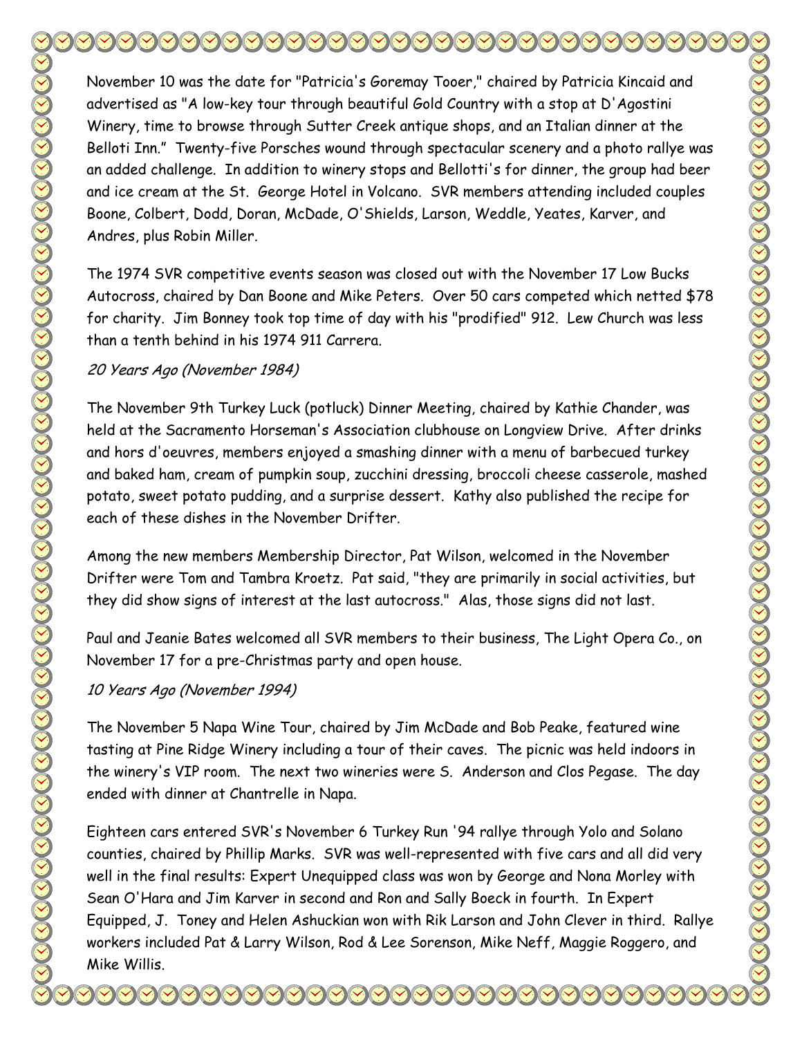November 10 was the date for "Patricia's Goremay Tooer," chaired by Patricia Kincaid and advertised as "A low-key tour through beautiful Gold Country with a stop at D'Agostini Winery, time to browse through Sutter Creek antique shops, and an Italian dinner at the Belloti Inn." Twenty-five Porsches wound through spectacular scenery and a photo rallye was an added challenge. In addition to winery stops and Bellotti's for dinner, the group had beer and ice cream at the St. George Hotel in Volcano. SVR members attending included couples Boone, Colbert, Dodd, Doran, McDade, O'Shields, Larson, Weddle, Yeates, Karver, and Andres, plus Robin Miller.

The 1974 SVR competitive events season was closed out with the November 17 Low Bucks Autocross, chaired by Dan Boone and Mike Peters. Over 50 cars competed which netted $78 for charity. Jim Bonney took top time of day with his "prodified" 912. Lew Church was less than a tenth behind in his 1974 911 Carrera.

*20 Years Ago (November 1984)*

The November 9th Turkey Luck (potluck) Dinner Meeting, chaired by Kathie Chander, was held at the Sacramento Horseman's Association clubhouse on Longview Drive. After drinks and hors d'oeuvres, members enjoyed a smashing dinner with a menu of barbecued turkey and baked ham, cream of pumpkin soup, zucchini dressing, broccoli cheese casserole, mashed potato, sweet potato pudding, and a surprise dessert. Kathy also published the recipe for each of these dishes in the November Drifter.

Among the new members Membership Director, Pat Wilson, welcomed in the November Drifter were Tom and Tambra Kroetz. Pat said, "they are primarily in social activities, but they did show signs of interest at the last autocross." Alas, those signs did not last.

Paul and Jeanie Bates welcomed all SVR members to their business, The Light Opera Co., on November 17 for a pre-Christmas party and open house.

*10 Years Ago (November 1994)*

The November 5 Napa Wine Tour, chaired by Jim McDade and Bob Peake, featured wine tasting at Pine Ridge Winery including a tour of their caves. The picnic was held indoors in the winery's VIP room. The next two wineries were S. Anderson and Clos Pegase. The day ended with dinner at Chantrelle in Napa.

Eighteen cars entered SVR's November 6 Turkey Run '94 rallye through Yolo and Solano counties, chaired by Phillip Marks. SVR was well-represented with five cars and all did very well in the final results: Expert Unequipped class was won by George and Nona Morley with Sean O'Hara and Jim Karver in second and Ron and Sally Boeck in fourth. In Expert Equipped, J. Toney and Helen Ashuckian won with Rik Larson and John Clever in third. Rallye workers included Pat & Larry Wilson, Rod & Lee Sorenson, Mike Neff, Maggie Roggero, and Mike Willis.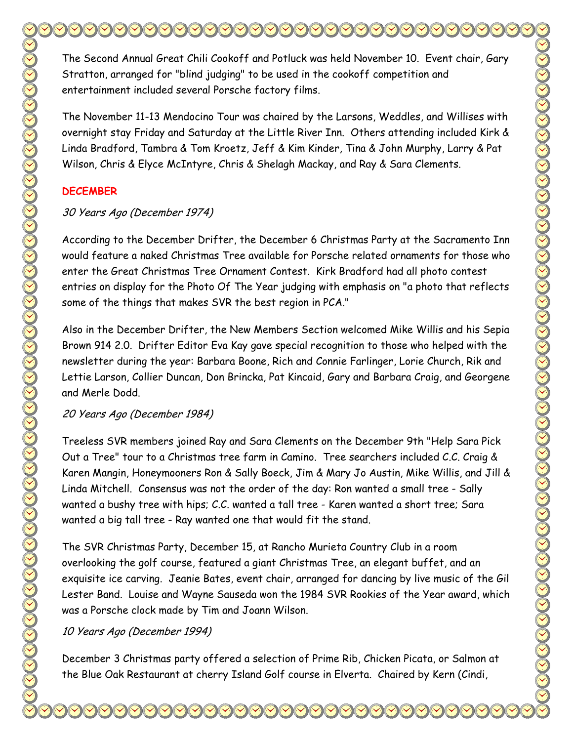The Second Annual Great Chili Cookoff and Potluck was held November 10. Event chair, Gary Stratton, arranged for "blind judging" to be used in the cookoff competition and entertainment included several Porsche factory films.

The November 11-13 Mendocino Tour was chaired by the Larsons, Weddles, and Willises with overnight stay Friday and Saturday at the Little River Inn. Others attending included Kirk & Linda Bradford, Tambra & Tom Kroetz, Jeff & Kim Kinder, Tina & John Murphy, Larry & Pat Wilson, Chris & Elyce McIntyre, Chris & Shelagh Mackay, and Ray & Sara Clements.

## DECEMBER

*30 Years Ago (December 1974)*

According to the December Drifter, the December 6 Christmas Party at the Sacramento Inn would feature a naked Christmas Tree available for Porsche related ornaments for those who enter the Great Christmas Tree Ornament Contest. Kirk Bradford had all photo contest entries on display for the Photo Of The Year judging with emphasis on "a photo that reflects some of the things that makes SVR the best region in PCA."

Also in the December Drifter, the New Members Section welcomed Mike Willis and his Sepia Brown 914 2.0. Drifter Editor Eva Kay gave special recognition to those who helped with the newsletter during the year: Barbara Boone, Rich and Connie Farlinger, Lorie Church, Rik and Lettie Larson, Collier Duncan, Don Brincka, Pat Kincaid, Gary and Barbara Craig, and Georgene and Merle Dodd.

*20 Years Ago (December 1984)*

Treeless SVR members joined Ray and Sara Clements on the December 9th "Help Sara Pick Out a Tree" tour to a Christmas tree farm in Camino. Tree searchers included C.C. Craig & Karen Mangin, Honeymooners Ron & Sally Boeck, Jim & Mary Jo Austin, Mike Willis, and Jill & Linda Mitchell. Consensus was not the order of the day: Ron wanted a small tree - Sally wanted a bushy tree with hips; C.C. wanted a tall tree - Karen wanted a short tree; Sara wanted a big tall tree - Ray wanted one that would fit the stand.

The SVR Christmas Party, December 15, at Rancho Murieta Country Club in a room overlooking the golf course, featured a giant Christmas Tree, an elegant buffet, and an exquisite ice carving. Jeanie Bates, event chair, arranged for dancing by live music of the Gil Lester Band. Louise and Wayne Sauseda won the 1984 SVR Rookies of the Year award, which was a Porsche clock made by Tim and Joann Wilson.

*10 Years Ago (December 1994)*

December 3 Christmas party offered a selection of Prime Rib, Chicken Picata, or Salmon at the Blue Oak Restaurant at cherry Island Golf course in Elverta. Chaired by Kern (Cindi,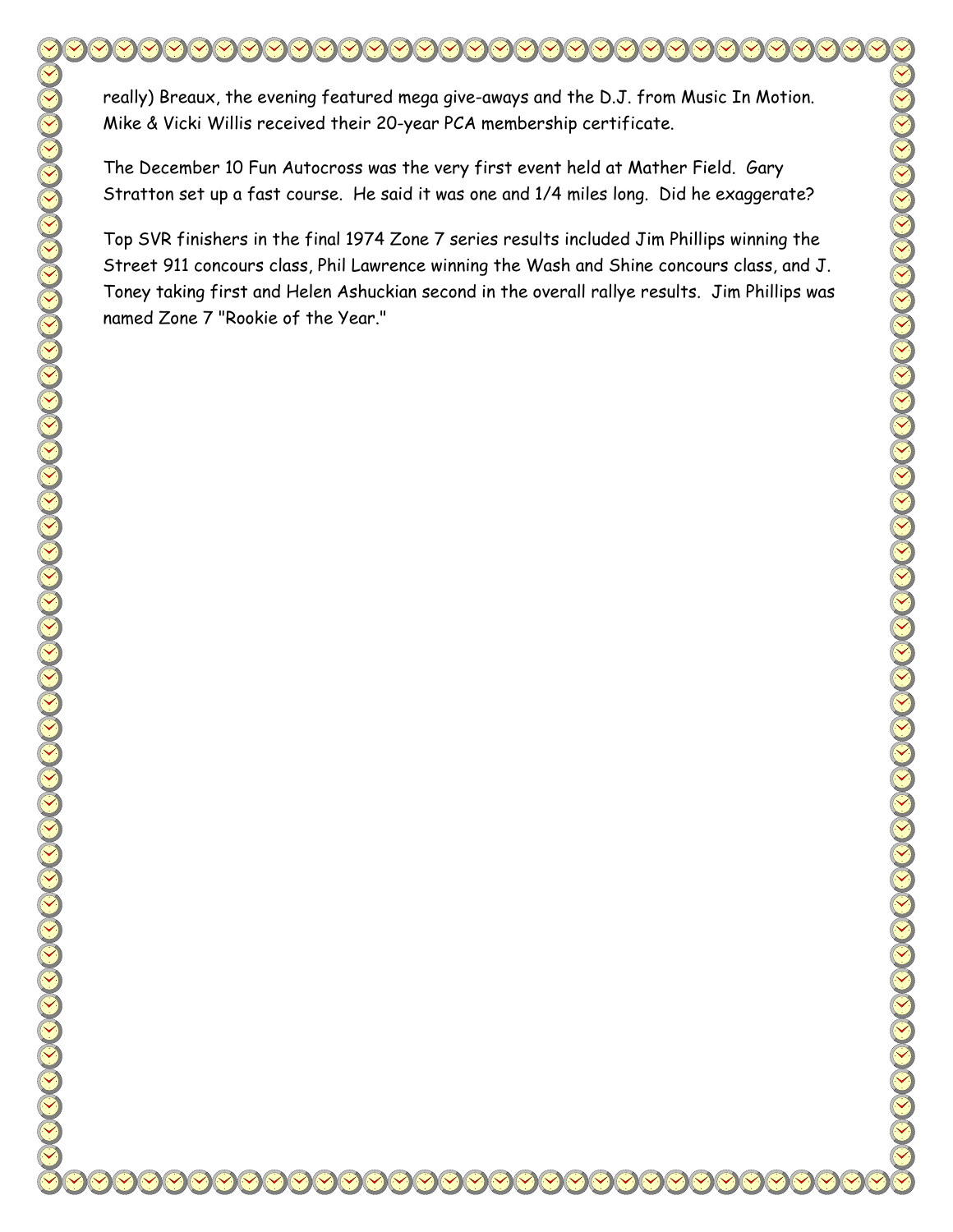really) Breaux, the evening featured mega give-aways and the D.J. from Music In Motion. Mike & Vicki Willis received their 20-year PCA membership certificate.

The December 10 Fun Autocross was the very first event held at Mather Field. Gary Stratton set up a fast course. He said it was one and 1/4 miles long. Did he exaggerate?

Top SVR finishers in the final 1974 Zone 7 series results included Jim Phillips winning the Street 911 concours class, Phil Lawrence winning the Wash and Shine concours class, and J. Toney taking first and Helen Ashuckian second in the overall rallye results. Jim Phillips was named Zone 7 "Rookie of the Year."